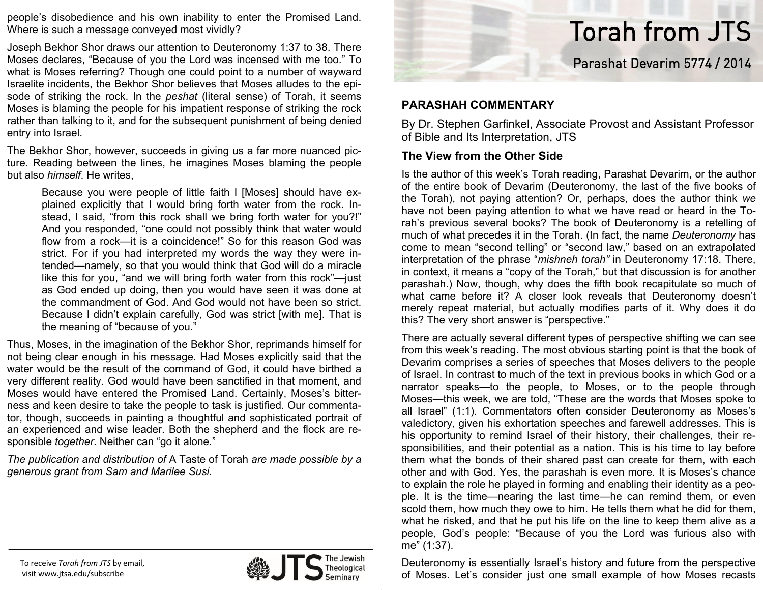# Torah from JTS

## Parashat Devarim 5774 / 2014

### PARASHAH COMMENTARY

By Dr. Stephen Garfinkel, Associate Provost and Assistant Professor of Bible and Its Interpretation, JTS

### The View from the Other Side

Is the author of this week's Torah reading, Parashat Devarim, or the author of the entire book of Devarim (Deuteronomy, the last of the five books of the Torah), not paying attention? Or, perhaps, does the author think *we* have not been paying attention to what we have read or heard in the Torah's previous several books? The book of Deuteronomy is a retelling of much of what precedes it in the Torah. (In fact, the name *Deuteronomy* has come to mean "second telling" or "second law," based on an extrapolated interpretation of the phrase "*mishneh torah*" in Deuteronomy 17:18. There, in context, it means a "copy of the Torah," but that discussion is for another parashah.) Now, though, why does the fifth book recapitulate so much of what came before it? A closer look reveals that Deuteronomy doesn't merely repeat material, but actually modifies parts of it. Why does it do this? The very short answer is "perspective."

There are actually several different types of perspective shifting we can see from this week's reading. The most obvious starting point is that the book of Devarim comprises a series of speeches that Moses delivers to the people of Israel. In contrast to much of the text in previous books in which God or a narrator speaks—to the people, to Moses, or to the people through Moses—this week, we are told, "These are the words that Moses spoke to all Israel" (1:1). Commentators often consider Deuteronomy as Moses's valedictory, given his exhortation speeches and farewell addresses. This is his opportunity to remind Israel of their history, their challenges, their responsibilities, and their potential as a nation. This is his time to lay before them what the bonds of their shared past can create for them, with each other and with God. Yes, the parashah is even more. It is Moses's chance to explain the role he played in forming and enabling their identity as a people. It is the time—nearing the last time—he can remind them, or even scold them, how much they owe to him. He tells them what he did for them, what he risked, and that he put his life on the line to keep them alive as a people, God's people: "Because of you the Lord was furious also with me" (1:37).

Deuteronomy is essentially Israel's history and future from the perspective of Moses. Let's consider just one small example of how Moses recasts

---

people's disobedience and his own inability to enter the Promised Land. Where is such a message conveyed most vividly?

Joseph Bekhor Shor draws our attention to Deuteronomy 1:37 to 38. There Moses declares, "Because of you the Lord was incensed with me too." To what is Moses referring? Though one could point to a number of wayward Israelite incidents, the Bekhor Shor believes that Moses alludes to the episode of striking the rock. In the *peshat* (literal sense) of Torah, it seems Moses is blaming the people for his impatient response of striking the rock rather than talking to it, and for the subsequent punishment of being denied entry into Israel.

The Bekhor Shor, however, succeeds in giving us a far more nuanced picture. Reading between the lines, he imagines Moses blaming the people but also *himself*. He writes,

> Because you were people of little faith I [Moses] should have explained explicitly that I would bring forth water from the rock. Instead, I said, "from this rock shall we bring forth water for you?!" And you responded, "one could not possibly think that water would flow from a rock—it is a coincidence!" So for this reason God was strict. For if you had interpreted my words the way they were intended—namely, so that you would think that God will do a miracle like this for you, "and we will bring forth water from this rock"—just as God ended up doing, then you would have seen it was done at the commandment of God. And God would not have been so strict. Because I didn't explain carefully, God was strict [with me]. That is the meaning of "because of you."

Thus, Moses, in the imagination of the Bekhor Shor, reprimands himself for not being clear enough in his message. Had Moses explicitly said that the water would be the result of the command of God, it could have birthed a very different reality. God would have been sanctified in that moment, and Moses would have entered the Promised Land. Certainly, Moses's bitterness and keen desire to take the people to task is justified. Our commentator, though, succeeds in painting a thoughtful and sophisticated portrait of an experienced and wise leader. Both the shepherd and the flock are responsible *together*. Neither can "go it alone."

*The publication and distribution of* A Taste of Torah *are made possible by a generous grant from Sam and Marilee Susi.*

To receive *Torah from JTS* by email, visit www.jtsa.edu/subscribe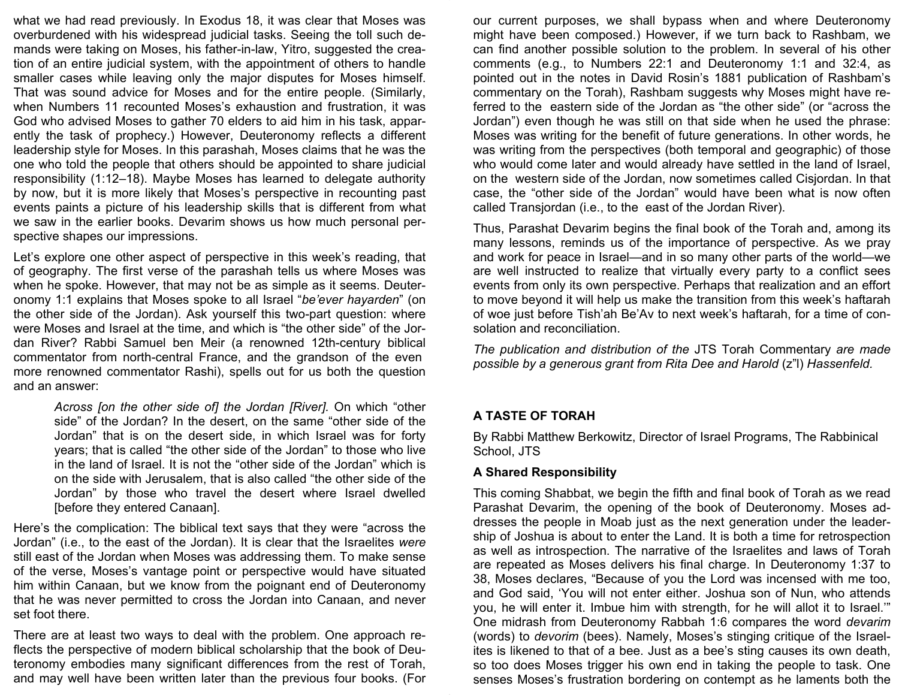what we had read previously. In Exodus 18, it was clear that Moses was overburdened with his widespread judicial tasks. Seeing the toll such demands were taking on Moses, his father-in-law, Yitro, suggested the creation of an entire judicial system, with the appointment of others to handle smaller cases while leaving only the major disputes for Moses himself. That was sound advice for Moses and for the entire people. (Similarly, when Numbers 11 recounted Moses's exhaustion and frustration, it was God who advised Moses to gather 70 elders to aid him in his task, apparently the task of prophecy.) However, Deuteronomy reflects a different leadership style for Moses. In this parashah, Moses claims that he was the one who told the people that others should be appointed to share judicial responsibility (1:12–18). Maybe Moses has learned to delegate authority by now, but it is more likely that Moses's perspective in recounting past events paints a picture of his leadership skills that is different from what we saw in the earlier books. Devarim shows us how much personal perspective shapes our impressions.

Let's explore one other aspect of perspective in this week's reading, that of geography. The first verse of the parashah tells us where Moses was when he spoke. However, that may not be as simple as it seems. Deuteronomy 1:1 explains that Moses spoke to all Israel "*be'ever hayarden*" (on the other side of the Jordan). Ask yourself this two-part question: where were Moses and Israel at the time, and which is "the other side" of the Jordan River? Rabbi Samuel ben Meir (a renowned 12th-century biblical commentator from north-central France, and the grandson of the even more renowned commentator Rashi), spells out for us both the question and an answer:

> *Across [on the other side of] the Jordan [River].* On which "other side" of the Jordan? In the desert, on the same "other side of the Jordan" that is on the desert side, in which Israel was for forty years; that is called "the other side of the Jordan" to those who live in the land of Israel. It is not the "other side of the Jordan" which is on the side with Jerusalem, that is also called "the other side of the Jordan" by those who travel the desert where Israel dwelled [before they entered Canaan].

Here's the complication: The biblical text says that they were "across the Jordan" (i.e., to the east of the Jordan). It is clear that the Israelites *were* still east of the Jordan when Moses was addressing them. To make sense of the verse, Moses's vantage point or perspective would have situated him within Canaan, but we know from the poignant end of Deuteronomy that he was never permitted to cross the Jordan into Canaan, and never set foot there.

There are at least two ways to deal with the problem. One approach reflects the perspective of modern biblical scholarship that the book of Deuteronomy embodies many significant differences from the rest of Torah, and may well have been written later than the previous four books. (For our current purposes, we shall bypass when and where Deuteronomy might have been composed.) However, if we turn back to Rashbam, we can find another possible solution to the problem. In several of his other comments (e.g., to Numbers 22:1 and Deuteronomy 1:1 and 32:4, as pointed out in the notes in David Rosin's 1881 publication of Rashbam's commentary on the Torah), Rashbam suggests why Moses might have referred to the eastern side of the Jordan as "the other side" (or "across the Jordan") even though he was still on that side when he used the phrase: Moses was writing for the benefit of future generations. In other words, he was writing from the perspectives (both temporal and geographic) of those who would come later and would already have settled in the land of Israel, on the western side of the Jordan, now sometimes called Cisjordan. In that case, the "other side of the Jordan" would have been what is now often called Transjordan (i.e., to the east of the Jordan River).

Thus, Parashat Devarim begins the final book of the Torah and, among its many lessons, reminds us of the importance of perspective. As we pray and work for peace in Israel—and in so many other parts of the world—we are well instructed to realize that virtually every party to a conflict sees events from only its own perspective. Perhaps that realization and an effort to move beyond it will help us make the transition from this week's haftarah of woe just before Tish'ah Be'Av to next week's haftarah, for a time of consolation and reconciliation.

*The publication and distribution of the* JTS Torah Commentary *are made possible by a generous grant from Rita Dee and Harold* (z"l) *Hassenfeld.*

## A TASTE OF TORAH

By Rabbi Matthew Berkowitz, Director of Israel Programs, The Rabbinical School, JTS

### A Shared Responsibility

This coming Shabbat, we begin the fifth and final book of Torah as we read Parashat Devarim, the opening of the book of Deuteronomy. Moses addresses the people in Moab just as the next generation under the leadership of Joshua is about to enter the Land. It is both a time for retrospection as well as introspection. The narrative of the Israelites and laws of Torah are repeated as Moses delivers his final charge. In Deuteronomy 1:37 to 38, Moses declares, "Because of you the Lord was incensed with me too, and God said, 'You will not enter either. Joshua son of Nun, who attends you, he will enter it. Imbue him with strength, for he will allot it to Israel.'" One midrash from Deuteronomy Rabbah 1:6 compares the word *devarim* (words) to *devorim* (bees). Namely, Moses's stinging critique of the Israelites is likened to that of a bee. Just as a bee's sting causes its own death, so too does Moses trigger his own end in taking the people to task. One senses Moses's frustration bordering on contempt as he laments both the